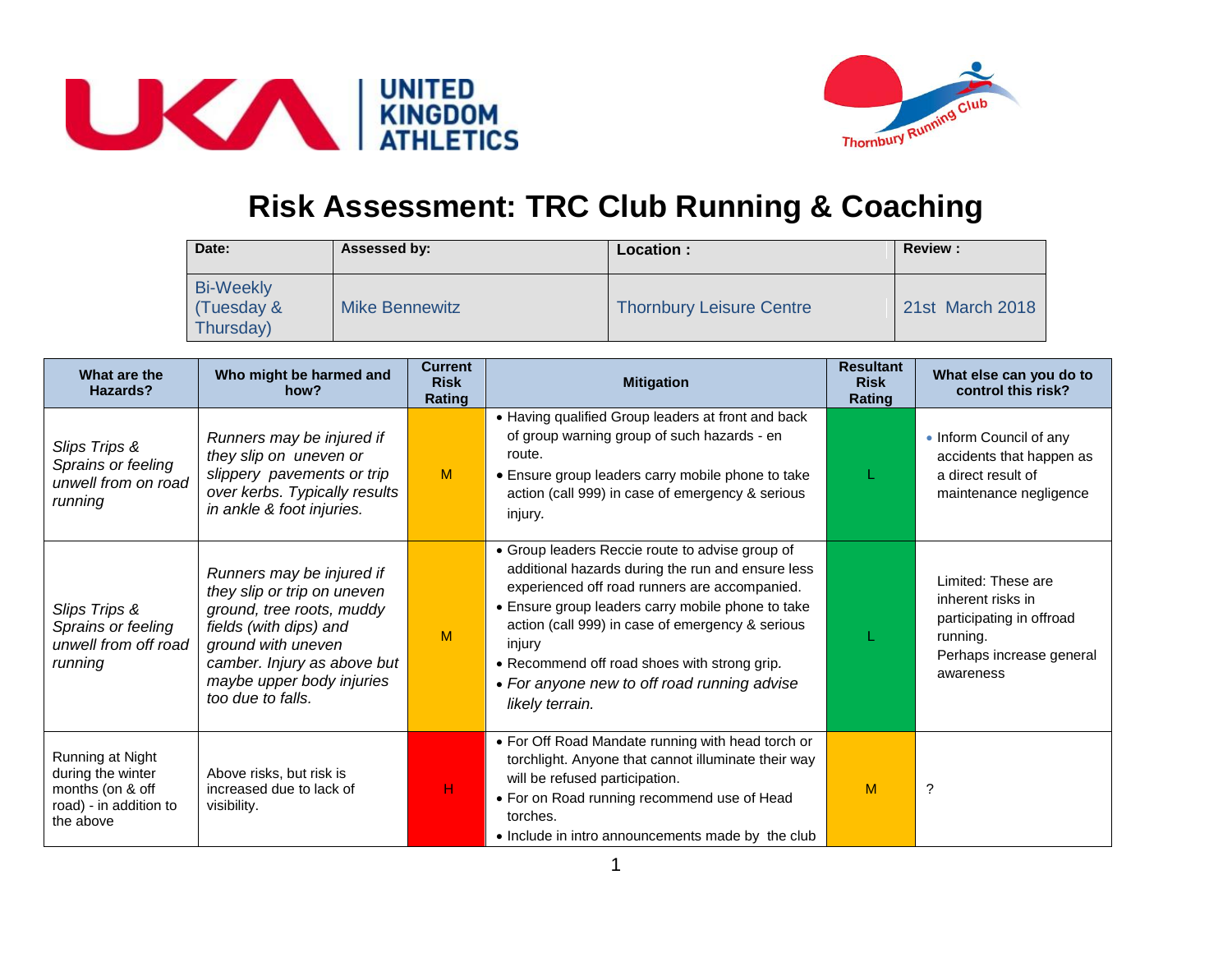# Risk Assessment: TRC Club Running & Coaching

| Date: | Assessed by: | Location : | Review : |
|---|---|---|---|
| Bi-Weekly (Tuesday & Thursday) | Mike Bennewitz | Thornbury Leisure Centre | 21st March 2018 |

| What are the Hazards? | Who might be harmed and how? | Current Risk Rating | Mitigation | Resultant Risk Rating | What else can you do to control this risk? |
|---|---|---|---|---|---|
| *Slips Trips & Sprains or feeling unwell from on road running* | *Runners may be injured if they slip on uneven or slippery pavements or trip over kerbs. Typically results in ankle & foot injuries.* | M | • Having qualified Group leaders at front and back of group warning group of such hazards - en route.<br>• Ensure group leaders carry mobile phone to take action (call 999) in case of emergency & serious injury. | L | • Inform Council of any accidents that happen as a direct result of maintenance negligence |
| *Slips Trips & Sprains or feeling unwell from off road running* | *Runners may be injured if they slip or trip on uneven ground, tree roots, muddy fields (with dips) and ground with uneven camber. Injury as above but maybe upper body injuries too due to falls.* | M | • Group leaders Reccie route to advise group of additional hazards during the run and ensure less experienced off road runners are accompanied.<br>• Ensure group leaders carry mobile phone to take action (call 999) in case of emergency & serious injury<br>• Recommend off road shoes with strong grip.<br>• *For anyone new to off road running advise likely terrain.* | L | Limited: These are inherent risks in participating in offroad running.<br>Perhaps increase general awareness |
| Running at Night during the winter months (on & off road) - in addition to the above | Above risks, but risk is increased due to lack of visibility. | H | • For Off Road Mandate running with head torch or torchlight. Anyone that cannot illuminate their way will be refused participation.<br>• For on Road running recommend use of Head torches.<br>• Include in intro announcements made by the club | M | ? |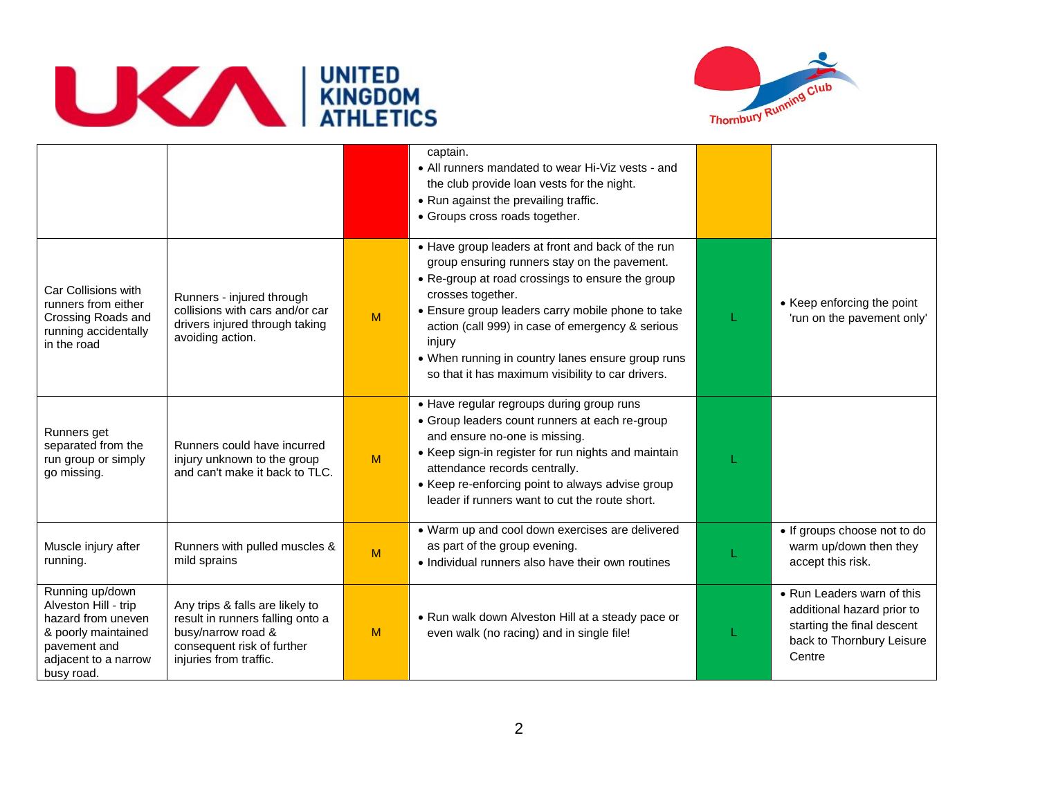| | | | | | |
|---|---|---|---|---|---|
| | | | captain.<br>• All runners mandated to wear Hi-Viz vests - and the club provide loan vests for the night.<br>• Run against the prevailing traffic.<br>• Groups cross roads together. | | |
| Car Collisions with runners from either Crossing Roads and running accidentally in the road | Runners - injured through collisions with cars and/or car drivers injured through taking avoiding action. | M | • Have group leaders at front and back of the run group ensuring runners stay on the pavement.<br>• Re-group at road crossings to ensure the group crosses together.<br>• Ensure group leaders carry mobile phone to take action (call 999) in case of emergency & serious injury<br>• When running in country lanes ensure group runs so that it has maximum visibility to car drivers. | L | • Keep enforcing the point 'run on the pavement only' |
| Runners get separated from the run group or simply go missing. | Runners could have incurred injury unknown to the group and can't make it back to TLC. | M | • Have regular regroups during group runs<br>• Group leaders count runners at each re-group and ensure no-one is missing.<br>• Keep sign-in register for run nights and maintain attendance records centrally.<br>• Keep re-enforcing point to always advise group leader if runners want to cut the route short. | L | |
| Muscle injury after running. | Runners with pulled muscles & mild sprains | M | • Warm up and cool down exercises are delivered as part of the group evening.<br>• Individual runners also have their own routines | L | • If groups choose not to do warm up/down then they accept this risk. |
| Running up/down Alveston Hill - trip hazard from uneven & poorly maintained pavement and adjacent to a narrow busy road. | Any trips & falls are likely to result in runners falling onto a busy/narrow road & consequent risk of further injuries from traffic. | M | • Run walk down Alveston Hill at a steady pace or even walk (no racing) and in single file! | L | • Run Leaders warn of this additional hazard prior to starting the final descent back to Thornbury Leisure Centre |